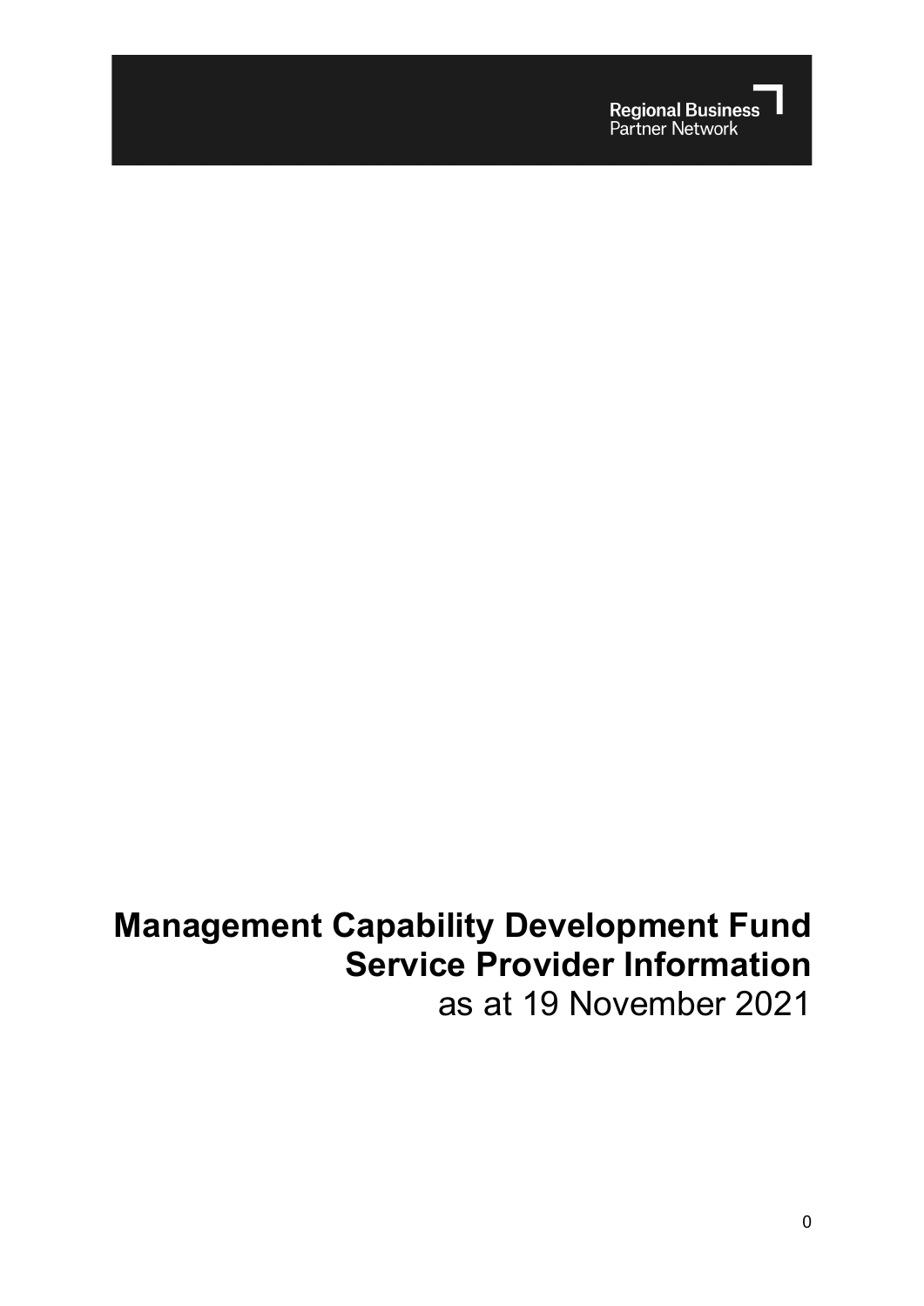Regional Business
Partner Network

# Management Capability Development Fund Service Provider Information

as at 19 November 2021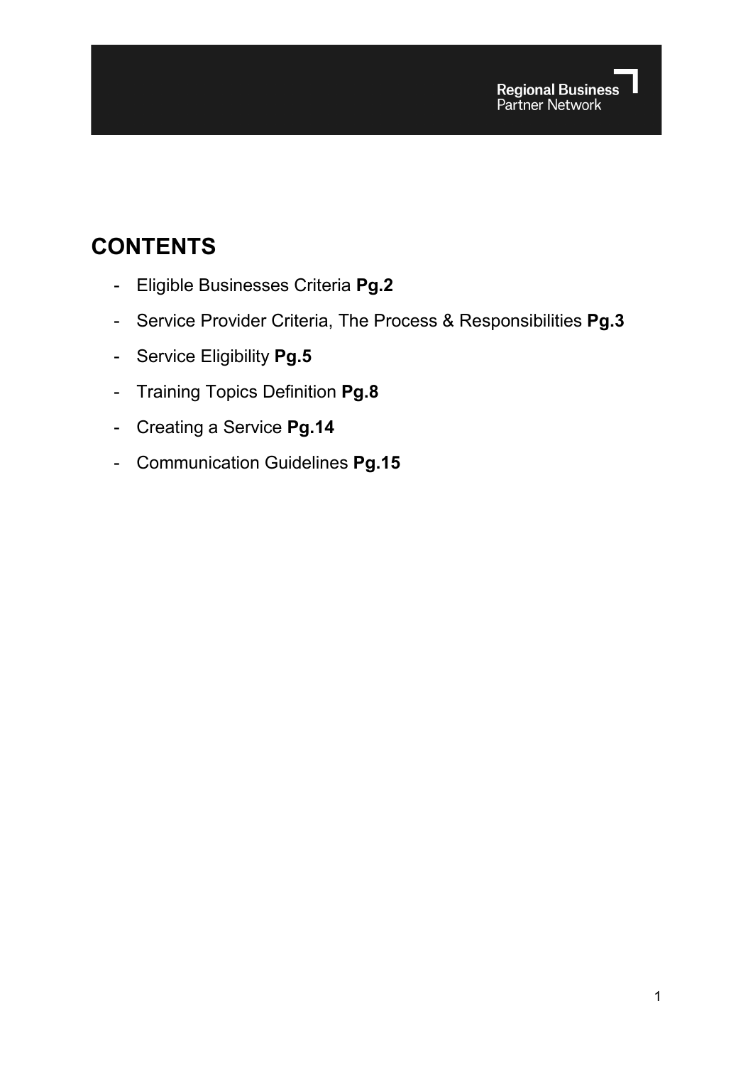Regional Business Partner Network

# CONTENTS

- Eligible Businesses Criteria **Pg.2**
- Service Provider Criteria, The Process & Responsibilities **Pg.3**
- Service Eligibility **Pg.5**
- Training Topics Definition **Pg.8**
- Creating a Service **Pg.14**
- Communication Guidelines **Pg.15**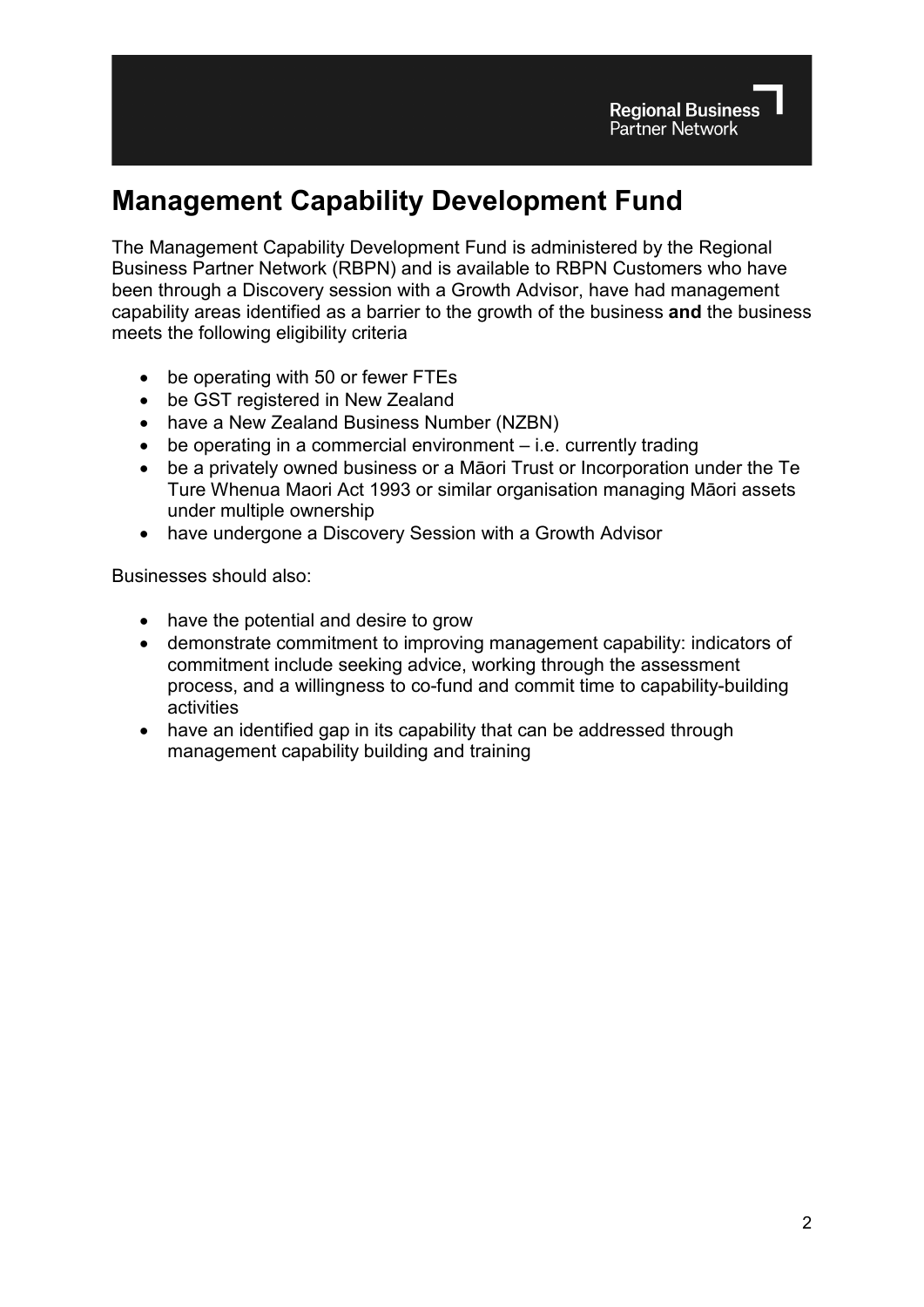# Management Capability Development Fund

The Management Capability Development Fund is administered by the Regional Business Partner Network (RBPN) and is available to RBPN Customers who have been through a Discovery session with a Growth Advisor, have had management capability areas identified as a barrier to the growth of the business **and** the business meets the following eligibility criteria

- be operating with 50 or fewer FTEs
- be GST registered in New Zealand
- have a New Zealand Business Number (NZBN)
- be operating in a commercial environment – i.e. currently trading
- be a privately owned business or a Māori Trust or Incorporation under the Te Ture Whenua Maori Act 1993 or similar organisation managing Māori assets under multiple ownership
- have undergone a Discovery Session with a Growth Advisor

Businesses should also:

- have the potential and desire to grow
- demonstrate commitment to improving management capability: indicators of commitment include seeking advice, working through the assessment process, and a willingness to co-fund and commit time to capability-building activities
- have an identified gap in its capability that can be addressed through management capability building and training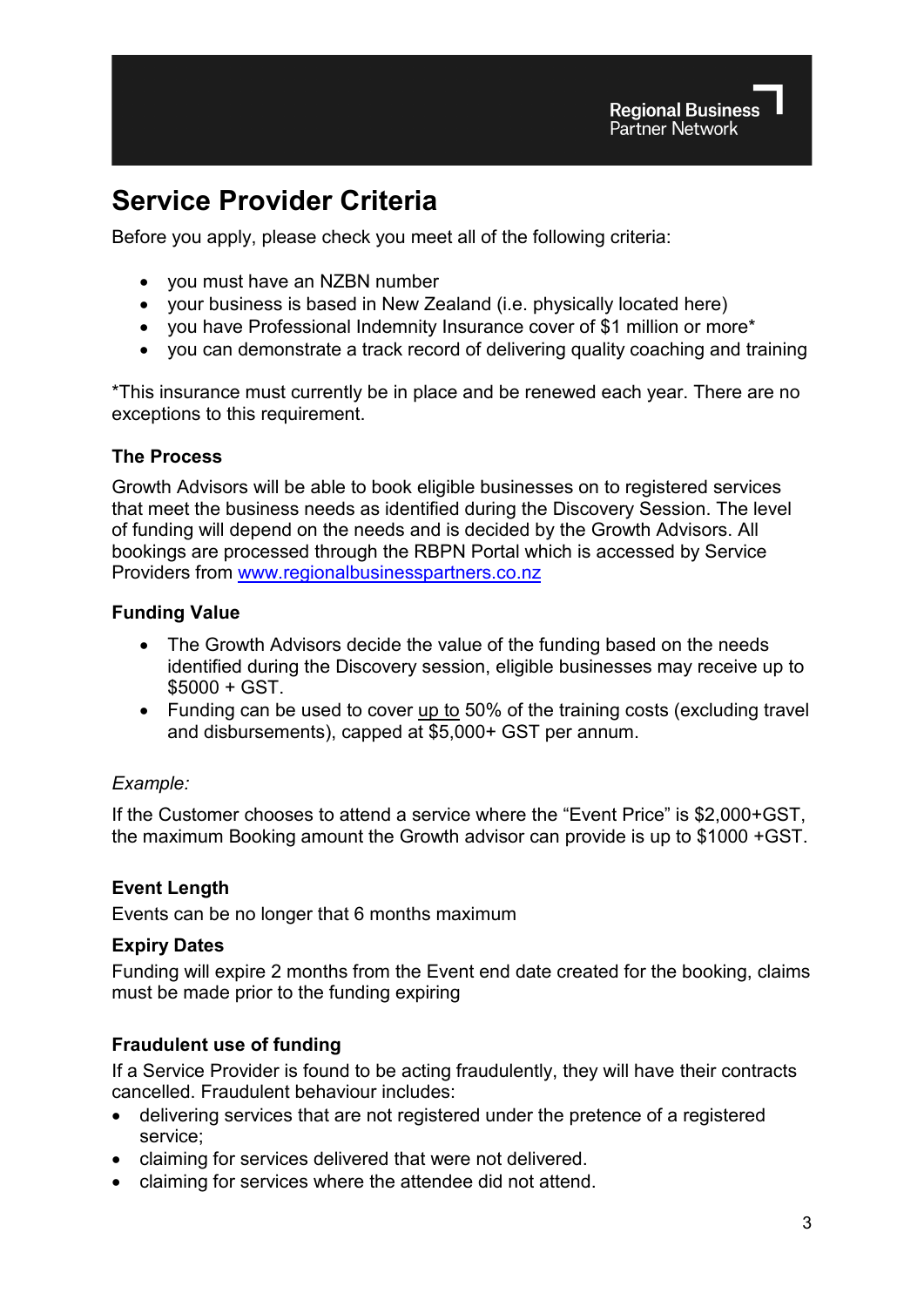## Service Provider Criteria

Before you apply, please check you meet all of the following criteria:

- you must have an NZBN number
- your business is based in New Zealand (i.e. physically located here)
- you have Professional Indemnity Insurance cover of $1 million or more*
- you can demonstrate a track record of delivering quality coaching and training

*This insurance must currently be in place and be renewed each year. There are no exceptions to this requirement.

### The Process

Growth Advisors will be able to book eligible businesses on to registered services that meet the business needs as identified during the Discovery Session. The level of funding will depend on the needs and is decided by the Growth Advisors. All bookings are processed through the RBPN Portal which is accessed by Service Providers from [www.regionalbusinesspartners.co.nz](http://www.regionalbusinesspartners.co.nz)

### Funding Value

- The Growth Advisors decide the value of the funding based on the needs identified during the Discovery session, eligible businesses may receive up to $5000 + GST.
- Funding can be used to cover <u>up to</u> 50% of the training costs (excluding travel and disbursements), capped at $5,000+ GST per annum.

*Example:*

If the Customer chooses to attend a service where the "Event Price" is $2,000+GST, the maximum Booking amount the Growth advisor can provide is up to $1000 +GST.

### Event Length

Events can be no longer that 6 months maximum

### Expiry Dates

Funding will expire 2 months from the Event end date created for the booking, claims must be made prior to the funding expiring

### Fraudulent use of funding

If a Service Provider is found to be acting fraudulently, they will have their contracts cancelled. Fraudulent behaviour includes:

- delivering services that are not registered under the pretence of a registered service;
- claiming for services delivered that were not delivered.
- claiming for services where the attendee did not attend.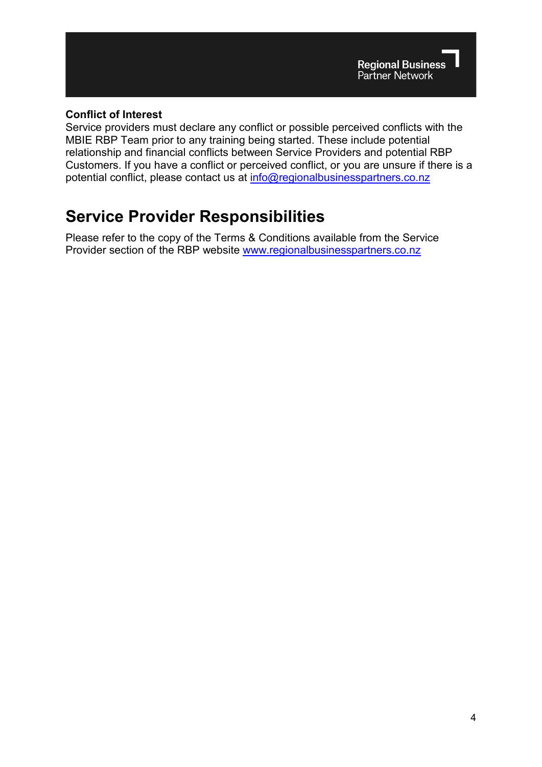**Conflict of Interest**

Service providers must declare any conflict or possible perceived conflicts with the MBIE RBP Team prior to any training being started. These include potential relationship and financial conflicts between Service Providers and potential RBP Customers. If you have a conflict or perceived conflict, or you are unsure if there is a potential conflict, please contact us at info@regionalbusinesspartners.co.nz

# Service Provider Responsibilities

Please refer to the copy of the Terms & Conditions available from the Service Provider section of the RBP website www.regionalbusinesspartners.co.nz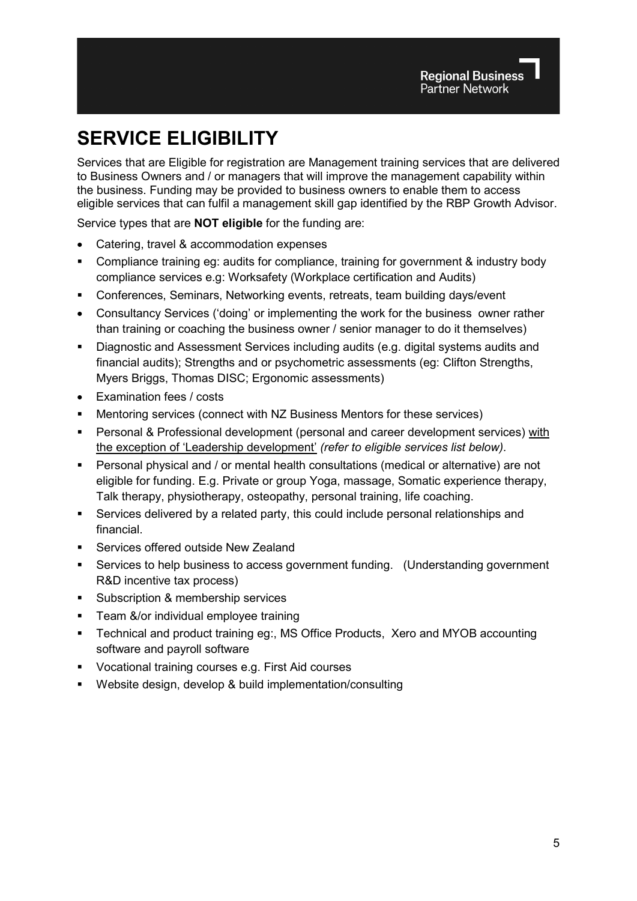# SERVICE ELIGIBILITY

Services that are Eligible for registration are Management training services that are delivered to Business Owners and / or managers that will improve the management capability within the business. Funding may be provided to business owners to enable them to access eligible services that can fulfil a management skill gap identified by the RBP Growth Advisor.

Service types that are **NOT eligible** for the funding are:

- Catering, travel & accommodation expenses
- Compliance training eg: audits for compliance, training for government & industry body compliance services e.g: Worksafety (Workplace certification and Audits)
- Conferences, Seminars, Networking events, retreats, team building days/event
- Consultancy Services ('doing' or implementing the work for the business owner rather than training or coaching the business owner / senior manager to do it themselves)
- Diagnostic and Assessment Services including audits (e.g. digital systems audits and financial audits); Strengths and or psychometric assessments (eg: Clifton Strengths, Myers Briggs, Thomas DISC; Ergonomic assessments)
- Examination fees / costs
- Mentoring services (connect with NZ Business Mentors for these services)
- Personal & Professional development (personal and career development services) with the exception of 'Leadership development' *(refer to eligible services list below).*
- Personal physical and / or mental health consultations (medical or alternative) are not eligible for funding. E.g. Private or group Yoga, massage, Somatic experience therapy, Talk therapy, physiotherapy, osteopathy, personal training, life coaching.
- Services delivered by a related party, this could include personal relationships and financial.
- Services offered outside New Zealand
- Services to help business to access government funding. (Understanding government R&D incentive tax process)
- Subscription & membership services
- Team &/or individual employee training
- Technical and product training eg:, MS Office Products, Xero and MYOB accounting software and payroll software
- Vocational training courses e.g. First Aid courses
- Website design, develop & build implementation/consulting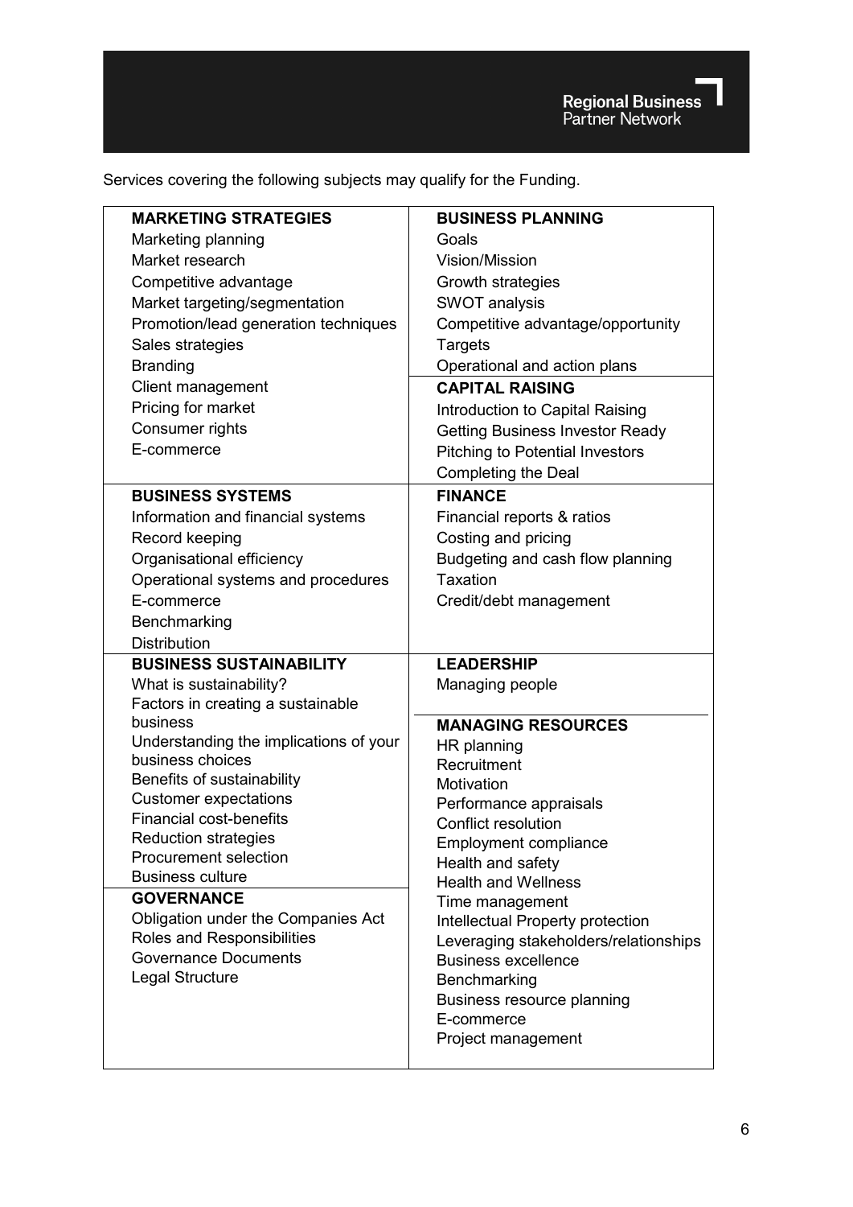Services covering the following subjects may qualify for the Funding.

**MARKETING STRATEGIES**
- Marketing planning
- Market research
- Competitive advantage
- Market targeting/segmentation
- Promotion/lead generation techniques
- Sales strategies
- Branding
- Client management
- Pricing for market
- Consumer rights
- E-commerce

**BUSINESS PLANNING**
- Goals
- Vision/Mission
- Growth strategies
- SWOT analysis
- Competitive advantage/opportunity
- Targets
- Operational and action plans

**CAPITAL RAISING**
- Introduction to Capital Raising
- Getting Business Investor Ready
- Pitching to Potential Investors
- Completing the Deal

**BUSINESS SYSTEMS**
- Information and financial systems
- Record keeping
- Organisational efficiency
- Operational systems and procedures
- E-commerce
- Benchmarking
- Distribution

**FINANCE**
- Financial reports & ratios
- Costing and pricing
- Budgeting and cash flow planning
- Taxation
- Credit/debt management

**BUSINESS SUSTAINABILITY**
- What is sustainability?
- Factors in creating a sustainable business
- Understanding the implications of your business choices
- Benefits of sustainability
- Customer expectations
- Financial cost-benefits
- Reduction strategies
- Procurement selection
- Business culture

**GOVERNANCE**
- Obligation under the Companies Act
- Roles and Responsibilities
- Governance Documents
- Legal Structure

**LEADERSHIP**
- Managing people

**MANAGING RESOURCES**
- HR planning
- Recruitment
- Motivation
- Performance appraisals
- Conflict resolution
- Employment compliance
- Health and safety
- Health and Wellness
- Time management
- Intellectual Property protection
- Leveraging stakeholders/relationships
- Business excellence
- Benchmarking
- Business resource planning
- E-commerce
- Project management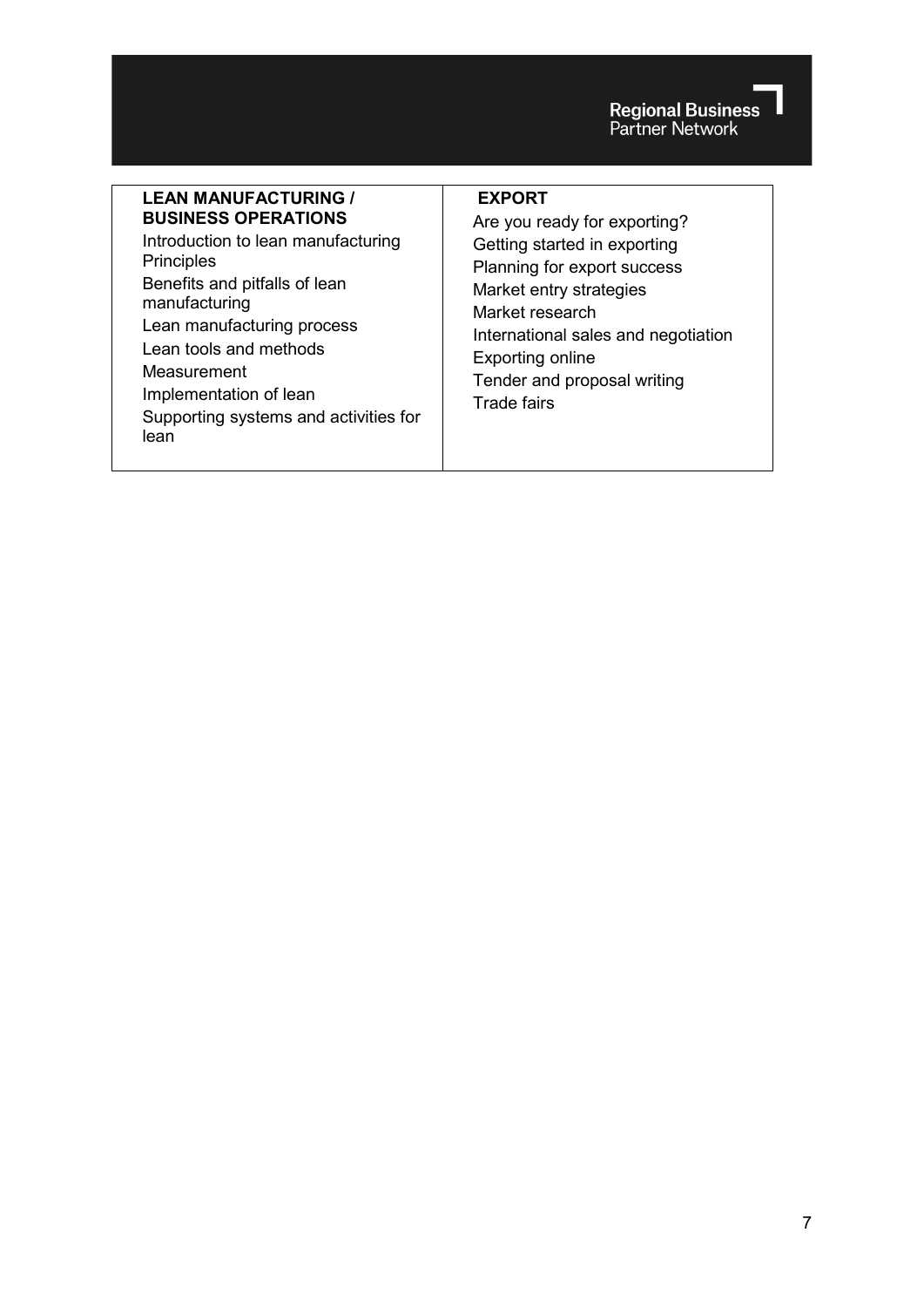| LEAN MANUFACTURING / BUSINESS OPERATIONS | EXPORT |
| --- | --- |
| Introduction to lean manufacturing Principles<br>Benefits and pitfalls of lean manufacturing<br>Lean manufacturing process<br>Lean tools and methods<br>Measurement<br>Implementation of lean<br>Supporting systems and activities for lean | Are you ready for exporting?<br>Getting started in exporting<br>Planning for export success<br>Market entry strategies<br>Market research<br>International sales and negotiation<br>Exporting online<br>Tender and proposal writing<br>Trade fairs |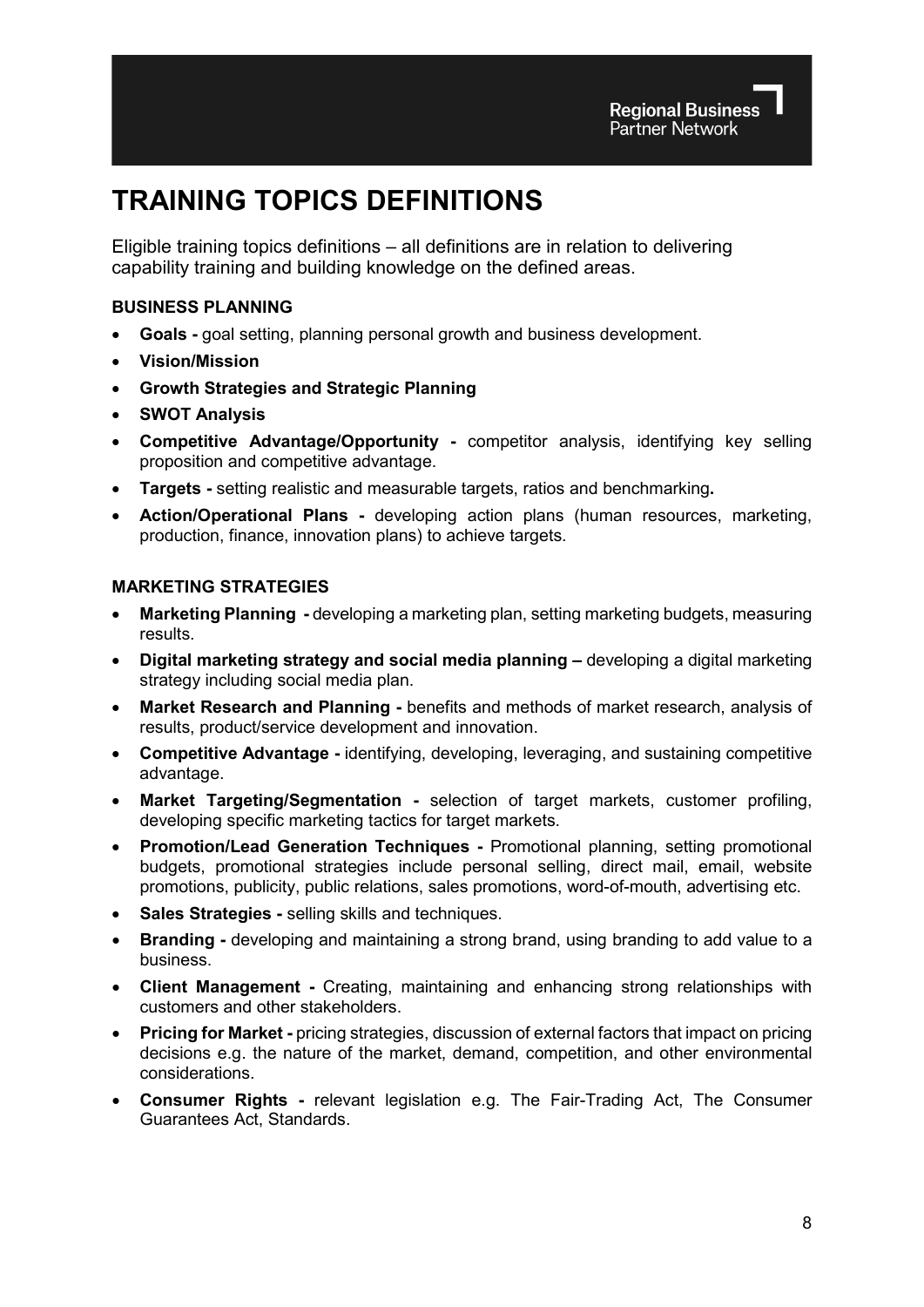# TRAINING TOPICS DEFINITIONS

Eligible training topics definitions – all definitions are in relation to delivering capability training and building knowledge on the defined areas.

### BUSINESS PLANNING

- **Goals -** goal setting, planning personal growth and business development.
- **Vision/Mission**
- **Growth Strategies and Strategic Planning**
- **SWOT Analysis**
- **Competitive Advantage/Opportunity -** competitor analysis, identifying key selling proposition and competitive advantage.
- **Targets -** setting realistic and measurable targets, ratios and benchmarking**.**
- **Action/Operational Plans -** developing action plans (human resources, marketing, production, finance, innovation plans) to achieve targets.

### MARKETING STRATEGIES

- **Marketing Planning -** developing a marketing plan, setting marketing budgets, measuring results.
- **Digital marketing strategy and social media planning –** developing a digital marketing strategy including social media plan.
- **Market Research and Planning -** benefits and methods of market research, analysis of results, product/service development and innovation.
- **Competitive Advantage -** identifying, developing, leveraging, and sustaining competitive advantage.
- **Market Targeting/Segmentation -** selection of target markets, customer profiling, developing specific marketing tactics for target markets.
- **Promotion/Lead Generation Techniques -** Promotional planning, setting promotional budgets, promotional strategies include personal selling, direct mail, email, website promotions, publicity, public relations, sales promotions, word-of-mouth, advertising etc.
- **Sales Strategies -** selling skills and techniques.
- **Branding -** developing and maintaining a strong brand, using branding to add value to a business.
- **Client Management -** Creating, maintaining and enhancing strong relationships with customers and other stakeholders.
- **Pricing for Market -** pricing strategies, discussion of external factors that impact on pricing decisions e.g. the nature of the market, demand, competition, and other environmental considerations.
- **Consumer Rights -** relevant legislation e.g. The Fair-Trading Act, The Consumer Guarantees Act, Standards.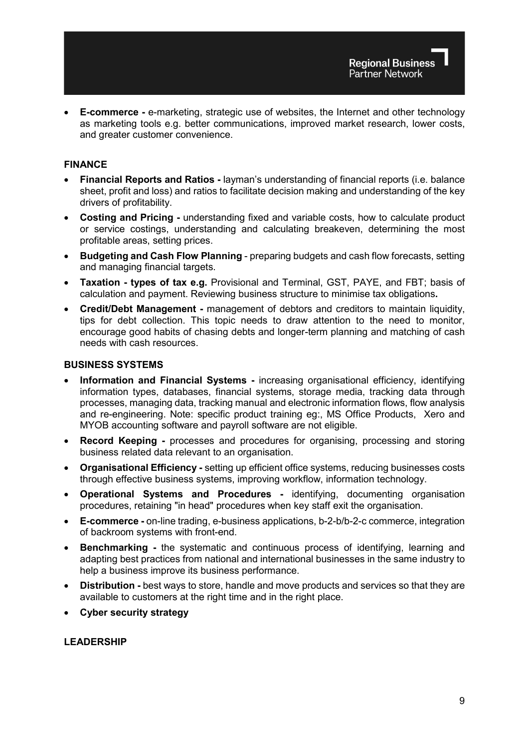- **E-commerce -** e-marketing, strategic use of websites, the Internet and other technology as marketing tools e.g. better communications, improved market research, lower costs, and greater customer convenience.

## FINANCE

- **Financial Reports and Ratios -** layman's understanding of financial reports (i.e. balance sheet, profit and loss) and ratios to facilitate decision making and understanding of the key drivers of profitability.
- **Costing and Pricing -** understanding fixed and variable costs, how to calculate product or service costings, understanding and calculating breakeven, determining the most profitable areas, setting prices.
- **Budgeting and Cash Flow Planning** - preparing budgets and cash flow forecasts, setting and managing financial targets.
- **Taxation - types of tax e.g.** Provisional and Terminal, GST, PAYE, and FBT; basis of calculation and payment. Reviewing business structure to minimise tax obligations**.**
- **Credit/Debt Management -** management of debtors and creditors to maintain liquidity, tips for debt collection. This topic needs to draw attention to the need to monitor, encourage good habits of chasing debts and longer-term planning and matching of cash needs with cash resources.

## BUSINESS SYSTEMS

- **Information and Financial Systems -** increasing organisational efficiency, identifying information types, databases, financial systems, storage media, tracking data through processes, managing data, tracking manual and electronic information flows, flow analysis and re-engineering. Note: specific product training eg:, MS Office Products, Xero and MYOB accounting software and payroll software are not eligible.
- **Record Keeping -** processes and procedures for organising, processing and storing business related data relevant to an organisation.
- **Organisational Efficiency -** setting up efficient office systems, reducing businesses costs through effective business systems, improving workflow, information technology.
- **Operational Systems and Procedures -** identifying, documenting organisation procedures, retaining "in head" procedures when key staff exit the organisation.
- **E-commerce -** on-line trading, e-business applications, b-2-b/b-2-c commerce, integration of backroom systems with front-end.
- **Benchmarking -** the systematic and continuous process of identifying, learning and adapting best practices from national and international businesses in the same industry to help a business improve its business performance.
- **Distribution -** best ways to store, handle and move products and services so that they are available to customers at the right time and in the right place.
- **Cyber security strategy**

## LEADERSHIP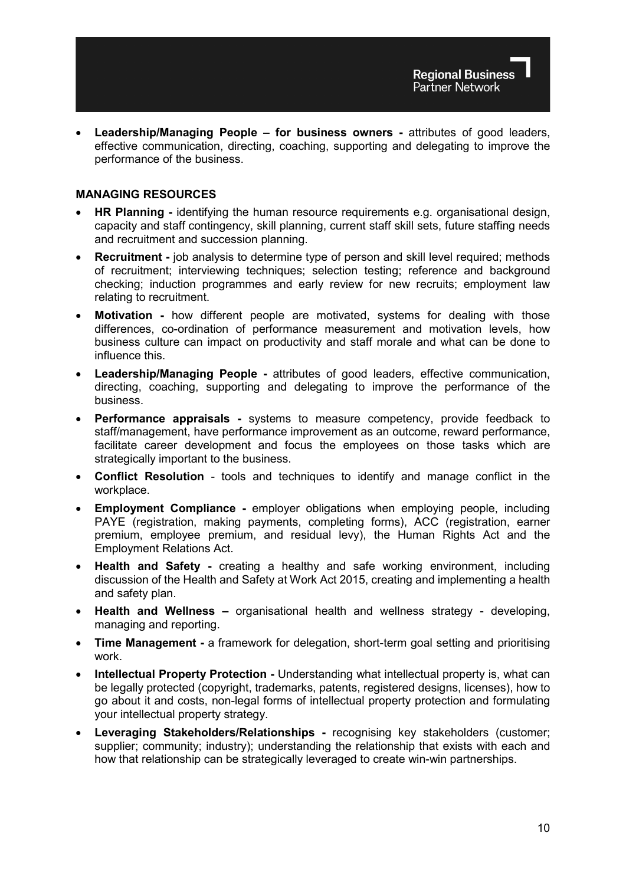- **Leadership/Managing People – for business owners -** attributes of good leaders, effective communication, directing, coaching, supporting and delegating to improve the performance of the business.

## MANAGING RESOURCES

- **HR Planning -** identifying the human resource requirements e.g. organisational design, capacity and staff contingency, skill planning, current staff skill sets, future staffing needs and recruitment and succession planning.
- **Recruitment -** job analysis to determine type of person and skill level required; methods of recruitment; interviewing techniques; selection testing; reference and background checking; induction programmes and early review for new recruits; employment law relating to recruitment.
- **Motivation -** how different people are motivated, systems for dealing with those differences, co-ordination of performance measurement and motivation levels, how business culture can impact on productivity and staff morale and what can be done to influence this.
- **Leadership/Managing People -** attributes of good leaders, effective communication, directing, coaching, supporting and delegating to improve the performance of the business.
- **Performance appraisals -** systems to measure competency, provide feedback to staff/management, have performance improvement as an outcome, reward performance, facilitate career development and focus the employees on those tasks which are strategically important to the business.
- **Conflict Resolution** - tools and techniques to identify and manage conflict in the workplace.
- **Employment Compliance -** employer obligations when employing people, including PAYE (registration, making payments, completing forms), ACC (registration, earner premium, employee premium, and residual levy), the Human Rights Act and the Employment Relations Act.
- **Health and Safety -** creating a healthy and safe working environment, including discussion of the Health and Safety at Work Act 2015, creating and implementing a health and safety plan.
- **Health and Wellness –** organisational health and wellness strategy - developing, managing and reporting.
- **Time Management -** a framework for delegation, short-term goal setting and prioritising work.
- **Intellectual Property Protection -** Understanding what intellectual property is, what can be legally protected (copyright, trademarks, patents, registered designs, licenses), how to go about it and costs, non-legal forms of intellectual property protection and formulating your intellectual property strategy.
- **Leveraging Stakeholders/Relationships -** recognising key stakeholders (customer; supplier; community; industry); understanding the relationship that exists with each and how that relationship can be strategically leveraged to create win-win partnerships.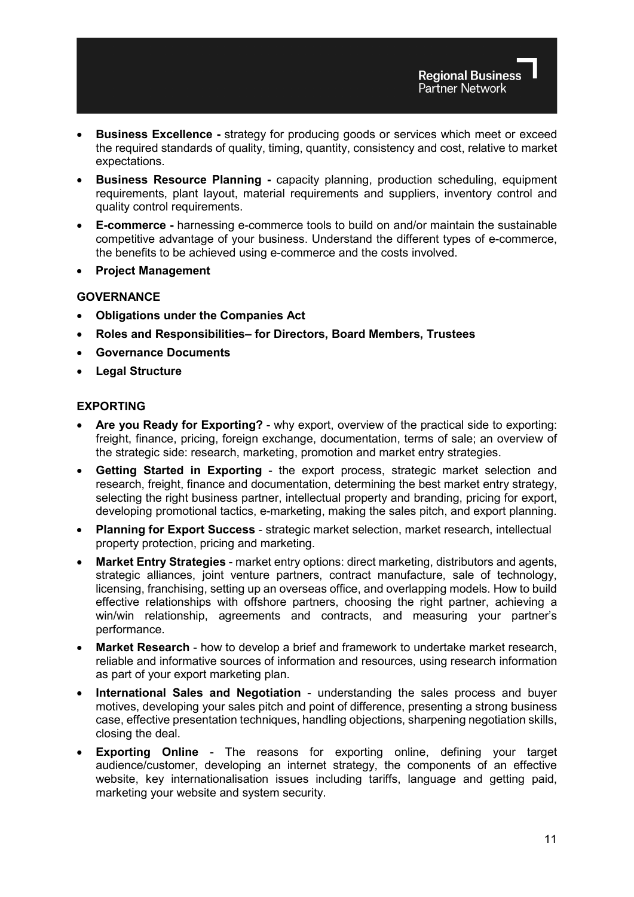- **Business Excellence -** strategy for producing goods or services which meet or exceed the required standards of quality, timing, quantity, consistency and cost, relative to market expectations.
- **Business Resource Planning -** capacity planning, production scheduling, equipment requirements, plant layout, material requirements and suppliers, inventory control and quality control requirements.
- **E-commerce -** harnessing e-commerce tools to build on and/or maintain the sustainable competitive advantage of your business. Understand the different types of e-commerce, the benefits to be achieved using e-commerce and the costs involved.
- **Project Management**

**GOVERNANCE**

- **Obligations under the Companies Act**
- **Roles and Responsibilities– for Directors, Board Members, Trustees**
- **Governance Documents**
- **Legal Structure**

**EXPORTING**

- **Are you Ready for Exporting?** - why export, overview of the practical side to exporting: freight, finance, pricing, foreign exchange, documentation, terms of sale; an overview of the strategic side: research, marketing, promotion and market entry strategies.
- **Getting Started in Exporting** - the export process, strategic market selection and research, freight, finance and documentation, determining the best market entry strategy, selecting the right business partner, intellectual property and branding, pricing for export, developing promotional tactics, e-marketing, making the sales pitch, and export planning.
- **Planning for Export Success** - strategic market selection, market research, intellectual property protection, pricing and marketing.
- **Market Entry Strategies** - market entry options: direct marketing, distributors and agents, strategic alliances, joint venture partners, contract manufacture, sale of technology, licensing, franchising, setting up an overseas office, and overlapping models. How to build effective relationships with offshore partners, choosing the right partner, achieving a win/win relationship, agreements and contracts, and measuring your partner's performance.
- **Market Research** - how to develop a brief and framework to undertake market research, reliable and informative sources of information and resources, using research information as part of your export marketing plan.
- **International Sales and Negotiation** - understanding the sales process and buyer motives, developing your sales pitch and point of difference, presenting a strong business case, effective presentation techniques, handling objections, sharpening negotiation skills, closing the deal.
- **Exporting Online** - The reasons for exporting online, defining your target audience/customer, developing an internet strategy, the components of an effective website, key internationalisation issues including tariffs, language and getting paid, marketing your website and system security.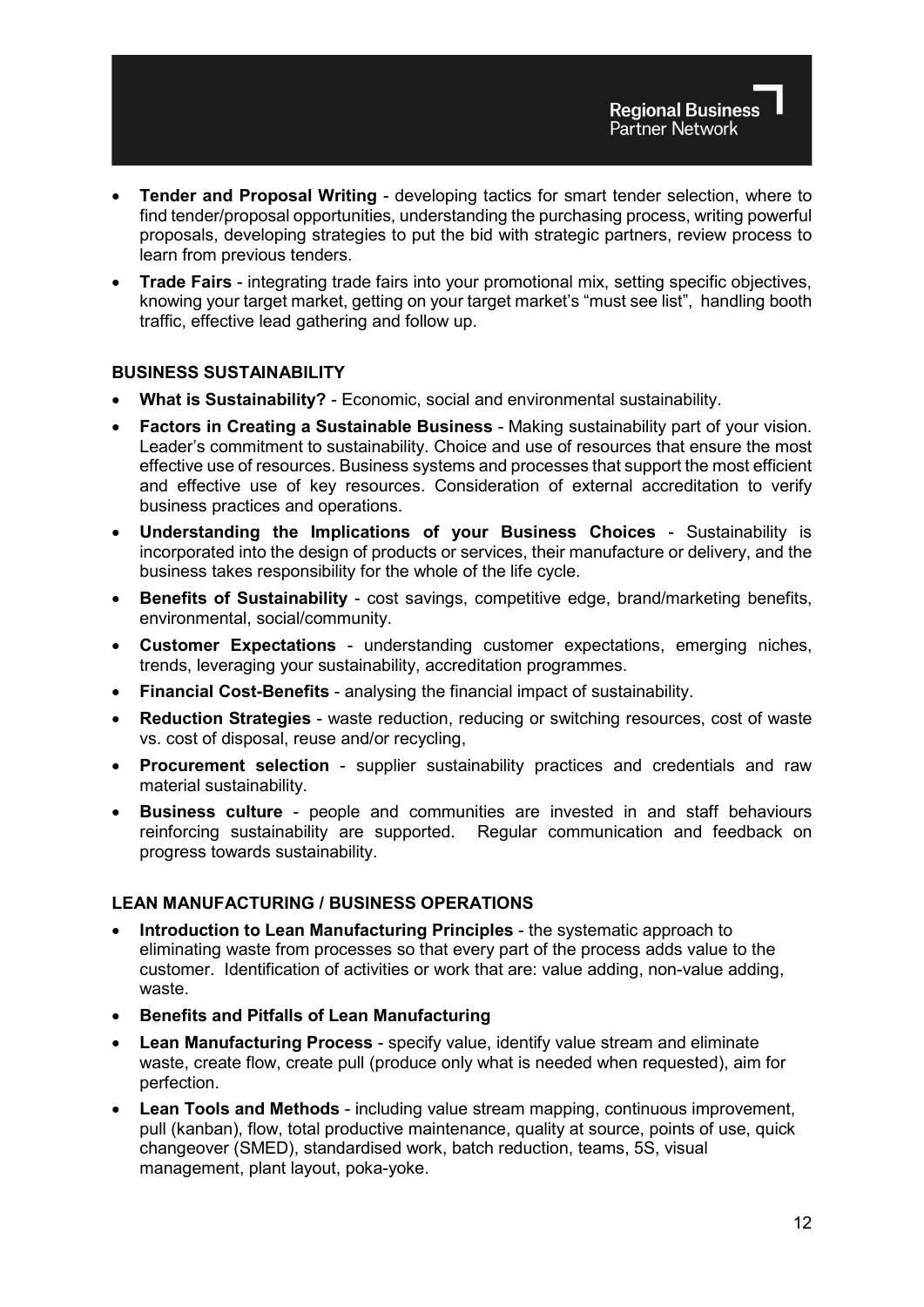- **Tender and Proposal Writing** - developing tactics for smart tender selection, where to find tender/proposal opportunities, understanding the purchasing process, writing powerful proposals, developing strategies to put the bid with strategic partners, review process to learn from previous tenders.
- **Trade Fairs** - integrating trade fairs into your promotional mix, setting specific objectives, knowing your target market, getting on your target market's "must see list", handling booth traffic, effective lead gathering and follow up.

## BUSINESS SUSTAINABILITY

- **What is Sustainability?** - Economic, social and environmental sustainability.
- **Factors in Creating a Sustainable Business** - Making sustainability part of your vision. Leader's commitment to sustainability. Choice and use of resources that ensure the most effective use of resources. Business systems and processes that support the most efficient and effective use of key resources. Consideration of external accreditation to verify business practices and operations.
- **Understanding the Implications of your Business Choices** - Sustainability is incorporated into the design of products or services, their manufacture or delivery, and the business takes responsibility for the whole of the life cycle.
- **Benefits of Sustainability** - cost savings, competitive edge, brand/marketing benefits, environmental, social/community.
- **Customer Expectations** - understanding customer expectations, emerging niches, trends, leveraging your sustainability, accreditation programmes.
- **Financial Cost-Benefits** - analysing the financial impact of sustainability.
- **Reduction Strategies** - waste reduction, reducing or switching resources, cost of waste vs. cost of disposal, reuse and/or recycling,
- **Procurement selection** - supplier sustainability practices and credentials and raw material sustainability.
- **Business culture** - people and communities are invested in and staff behaviours reinforcing sustainability are supported. Regular communication and feedback on progress towards sustainability.

## LEAN MANUFACTURING / BUSINESS OPERATIONS

- **Introduction to Lean Manufacturing Principles** - the systematic approach to eliminating waste from processes so that every part of the process adds value to the customer. Identification of activities or work that are: value adding, non-value adding, waste.
- **Benefits and Pitfalls of Lean Manufacturing**
- **Lean Manufacturing Process** - specify value, identify value stream and eliminate waste, create flow, create pull (produce only what is needed when requested), aim for perfection.
- **Lean Tools and Methods** - including value stream mapping, continuous improvement, pull (kanban), flow, total productive maintenance, quality at source, points of use, quick changeover (SMED), standardised work, batch reduction, teams, 5S, visual management, plant layout, poka-yoke.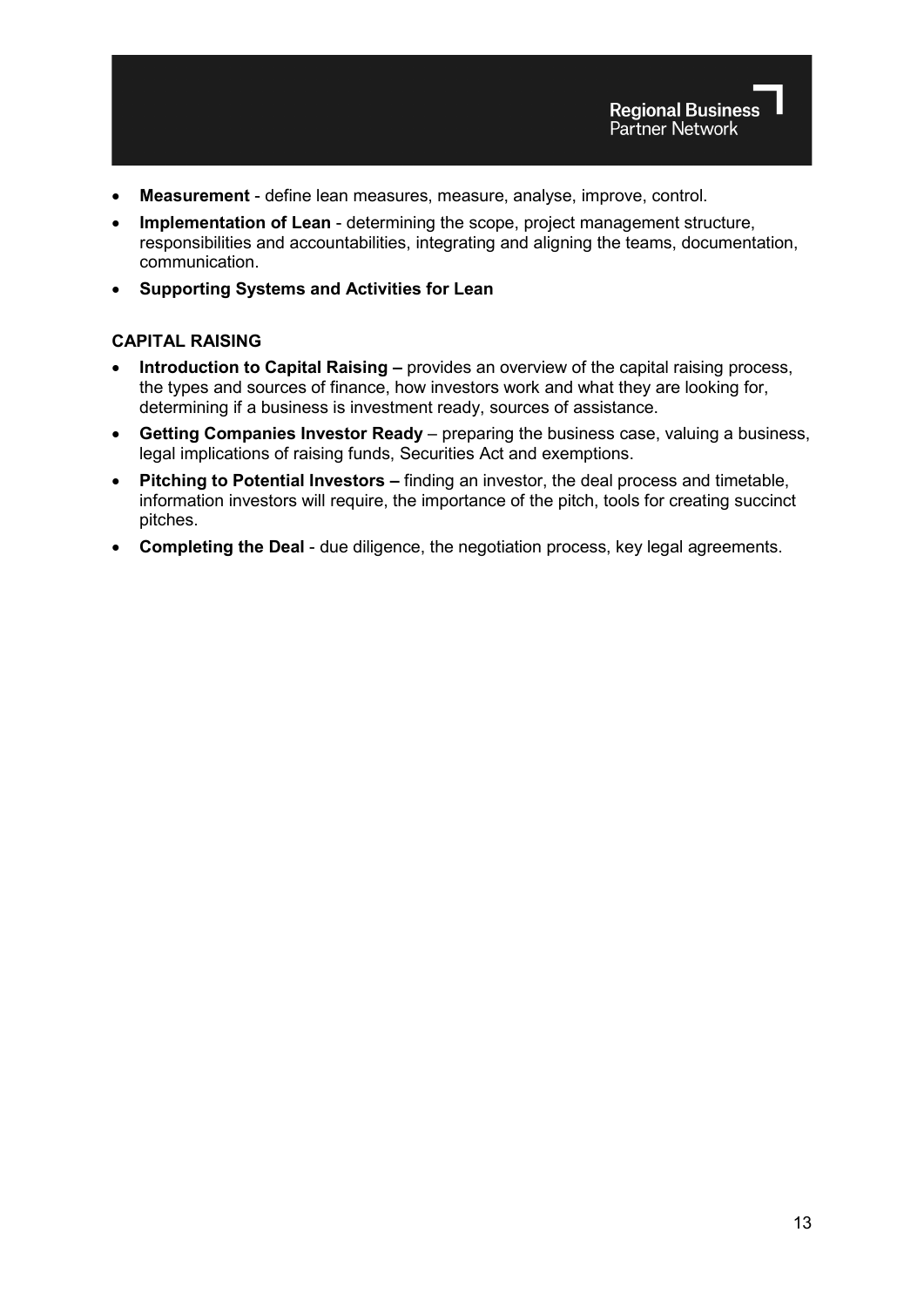- **Measurement** - define lean measures, measure, analyse, improve, control.
- **Implementation of Lean** - determining the scope, project management structure, responsibilities and accountabilities, integrating and aligning the teams, documentation, communication.
- **Supporting Systems and Activities for Lean**

**CAPITAL RAISING**

- **Introduction to Capital Raising –** provides an overview of the capital raising process, the types and sources of finance, how investors work and what they are looking for, determining if a business is investment ready, sources of assistance.
- **Getting Companies Investor Ready** – preparing the business case, valuing a business, legal implications of raising funds, Securities Act and exemptions.
- **Pitching to Potential Investors –** finding an investor, the deal process and timetable, information investors will require, the importance of the pitch, tools for creating succinct pitches.
- **Completing the Deal** - due diligence, the negotiation process, key legal agreements.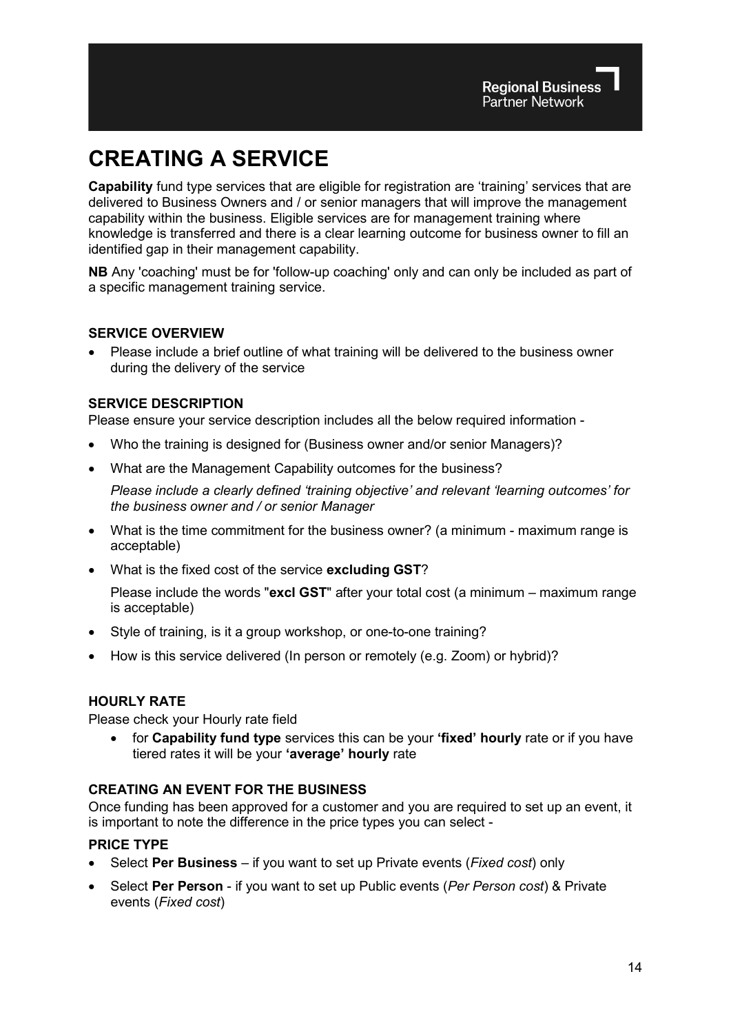# CREATING A SERVICE

**Capability** fund type services that are eligible for registration are 'training' services that are delivered to Business Owners and / or senior managers that will improve the management capability within the business. Eligible services are for management training where knowledge is transferred and there is a clear learning outcome for business owner to fill an identified gap in their management capability.

**NB** Any 'coaching' must be for 'follow-up coaching' only and can only be included as part of a specific management training service.

### SERVICE OVERVIEW

- Please include a brief outline of what training will be delivered to the business owner during the delivery of the service

### SERVICE DESCRIPTION

Please ensure your service description includes all the below required information -

- Who the training is designed for (Business owner and/or senior Managers)?
- What are the Management Capability outcomes for the business?

  *Please include a clearly defined 'training objective' and relevant 'learning outcomes' for the business owner and / or senior Manager*

- What is the time commitment for the business owner? (a minimum - maximum range is acceptable)
- What is the fixed cost of the service **excluding GST**?

  Please include the words "**excl GST**" after your total cost (a minimum – maximum range is acceptable)

- Style of training, is it a group workshop, or one-to-one training?
- How is this service delivered (In person or remotely (e.g. Zoom) or hybrid)?

### HOURLY RATE

Please check your Hourly rate field

- for **Capability fund type** services this can be your **'fixed' hourly** rate or if you have tiered rates it will be your **'average' hourly** rate

### CREATING AN EVENT FOR THE BUSINESS

Once funding has been approved for a customer and you are required to set up an event, it is important to note the difference in the price types you can select -

### PRICE TYPE

- Select **Per Business** – if you want to set up Private events (*Fixed cost*) only
- Select **Per Person** - if you want to set up Public events (*Per Person cost*) & Private events (*Fixed cost*)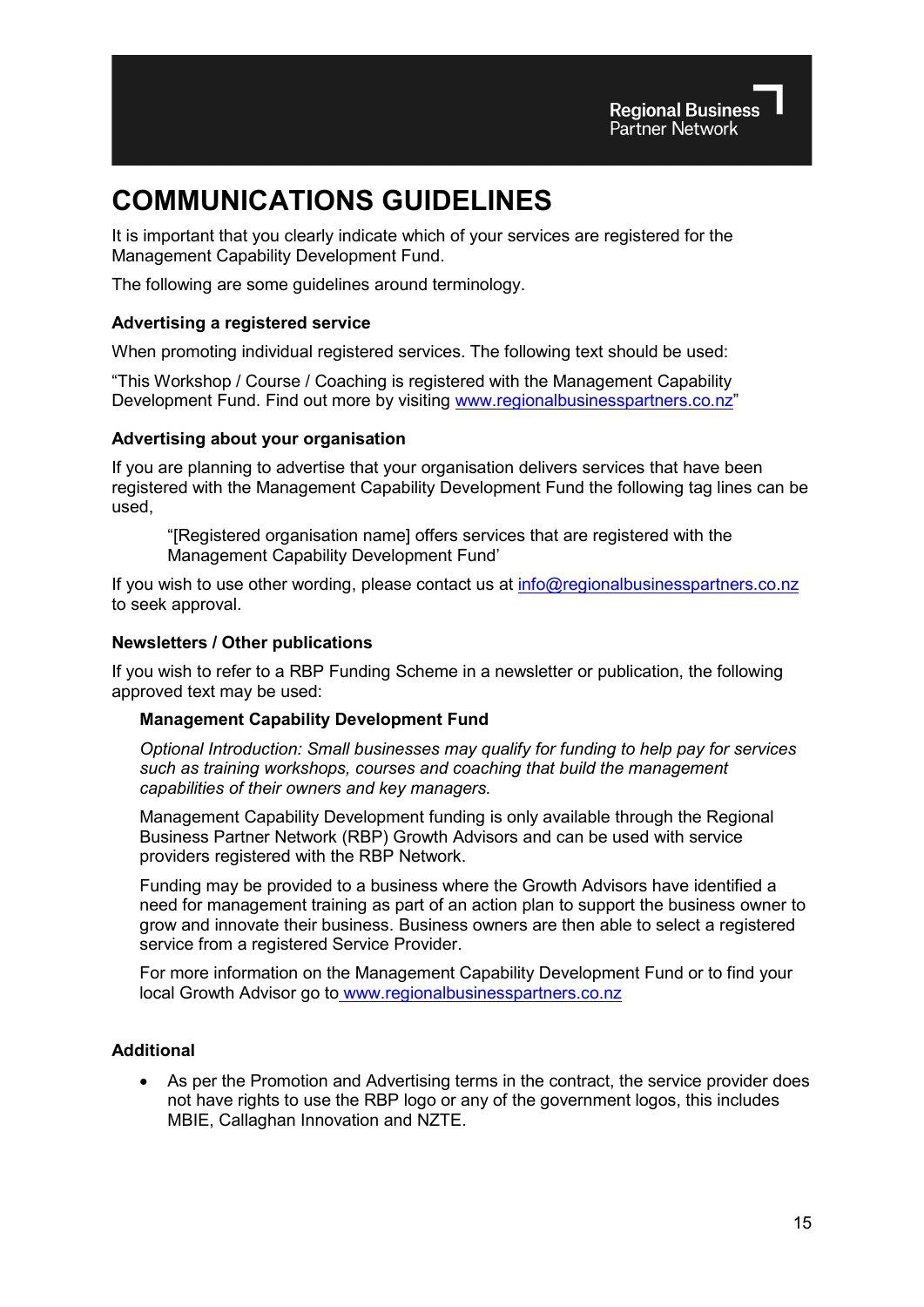Regional Business
Partner Network

# COMMUNICATIONS GUIDELINES

It is important that you clearly indicate which of your services are registered for the Management Capability Development Fund.

The following are some guidelines around terminology.

### Advertising a registered service

When promoting individual registered services. The following text should be used:

"This Workshop / Course / Coaching is registered with the Management Capability Development Fund. Find out more by visiting www.regionalbusinesspartners.co.nz"

### Advertising about your organisation

If you are planning to advertise that your organisation delivers services that have been registered with the Management Capability Development Fund the following tag lines can be used,

> "[Registered organisation name] offers services that are registered with the Management Capability Development Fund'

If you wish to use other wording, please contact us at info@regionalbusinesspartners.co.nz to seek approval.

### Newsletters / Other publications

If you wish to refer to a RBP Funding Scheme in a newsletter or publication, the following approved text may be used:

> **Management Capability Development Fund**
>
> *Optional Introduction: Small businesses may qualify for funding to help pay for services such as training workshops, courses and coaching that build the management capabilities of their owners and key managers.*
>
> Management Capability Development funding is only available through the Regional Business Partner Network (RBP) Growth Advisors and can be used with service providers registered with the RBP Network.
>
> Funding may be provided to a business where the Growth Advisors have identified a need for management training as part of an action plan to support the business owner to grow and innovate their business. Business owners are then able to select a registered service from a registered Service Provider.
>
> For more information on the Management Capability Development Fund or to find your local Growth Advisor go to www.regionalbusinesspartners.co.nz

### Additional

- As per the Promotion and Advertising terms in the contract, the service provider does not have rights to use the RBP logo or any of the government logos, this includes MBIE, Callaghan Innovation and NZTE.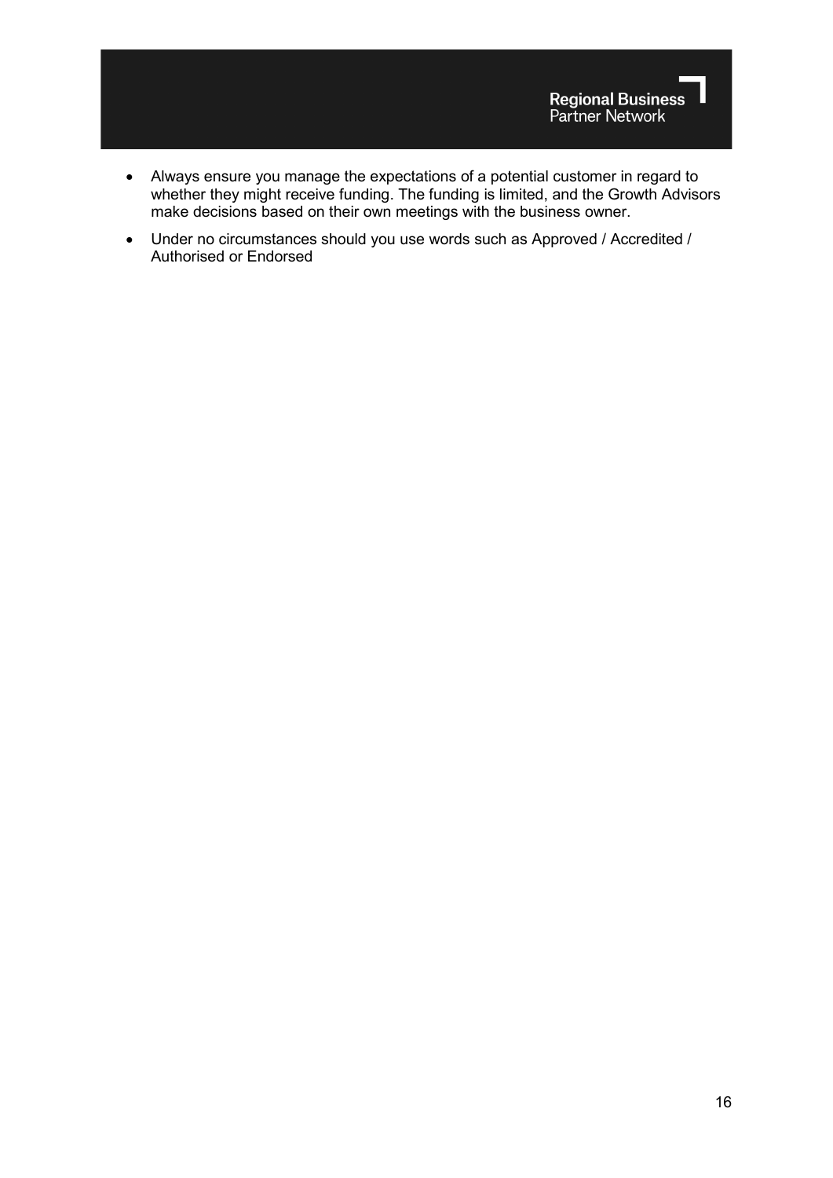- Always ensure you manage the expectations of a potential customer in regard to whether they might receive funding. The funding is limited, and the Growth Advisors make decisions based on their own meetings with the business owner.
- Under no circumstances should you use words such as Approved / Accredited / Authorised or Endorsed